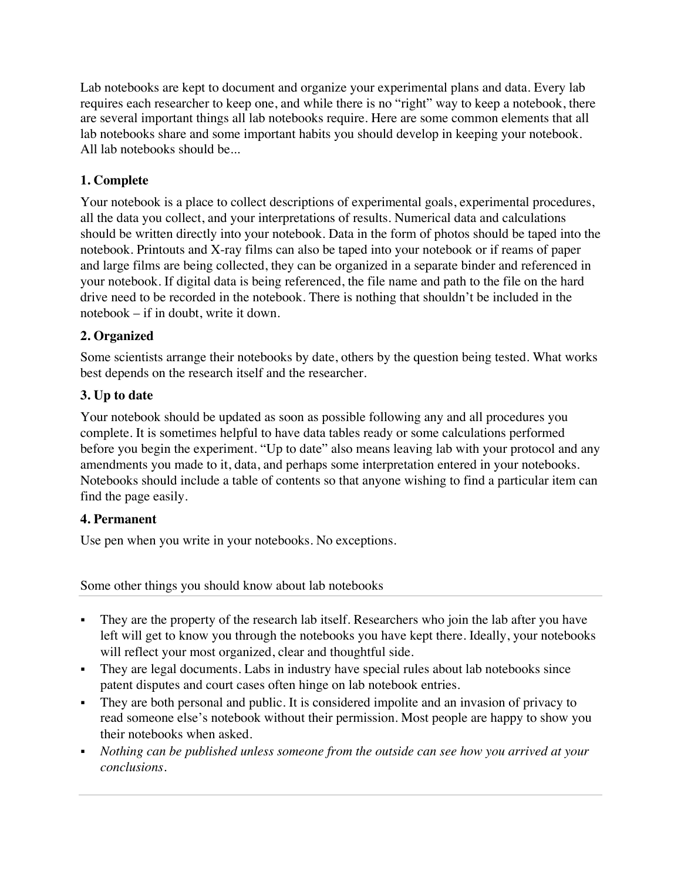Lab notebooks are kept to document and organize your experimental plans and data. Every lab requires each researcher to keep one, and while there is no "right" way to keep a notebook, there are several important things all lab notebooks require. Here are some common elements that all lab notebooks share and some important habits you should develop in keeping your notebook. All lab notebooks should be...

### 1. Complete

Your notebook is a place to collect descriptions of experimental goals, experimental procedures, all the data you collect, and your interpretations of results. Numerical data and calculations should be written directly into your notebook. Data in the form of photos should be taped into the notebook. Printouts and X-ray films can also be taped into your notebook or if reams of paper and large films are being collected, they can be organized in a separate binder and referenced in your notebook. If digital data is being referenced, the file name and path to the file on the hard drive need to be recorded in the notebook. There is nothing that shouldn't be included in the notebook – if in doubt, write it down.

### 2. Organized

Some scientists arrange their notebooks by date, others by the question being tested. What works best depends on the research itself and the researcher.

### 3. Up to date

Your notebook should be updated as soon as possible following any and all procedures you complete. It is sometimes helpful to have data tables ready or some calculations performed before you begin the experiment. "Up to date" also means leaving lab with your protocol and any amendments you made to it, data, and perhaps some interpretation entered in your notebooks. Notebooks should include a table of contents so that anyone wishing to find a particular item can find the page easily.

### 4. Permanent

Use pen when you write in your notebooks. No exceptions.

Some other things you should know about lab notebooks

---

- They are the property of the research lab itself. Researchers who join the lab after you have left will get to know you through the notebooks you have kept there. Ideally, your notebooks will reflect your most organized, clear and thoughtful side.
- They are legal documents. Labs in industry have special rules about lab notebooks since patent disputes and court cases often hinge on lab notebook entries.
- They are both personal and public. It is considered impolite and an invasion of privacy to read someone else's notebook without their permission. Most people are happy to show you their notebooks when asked.
- *Nothing can be published unless someone from the outside can see how you arrived at your conclusions.*

---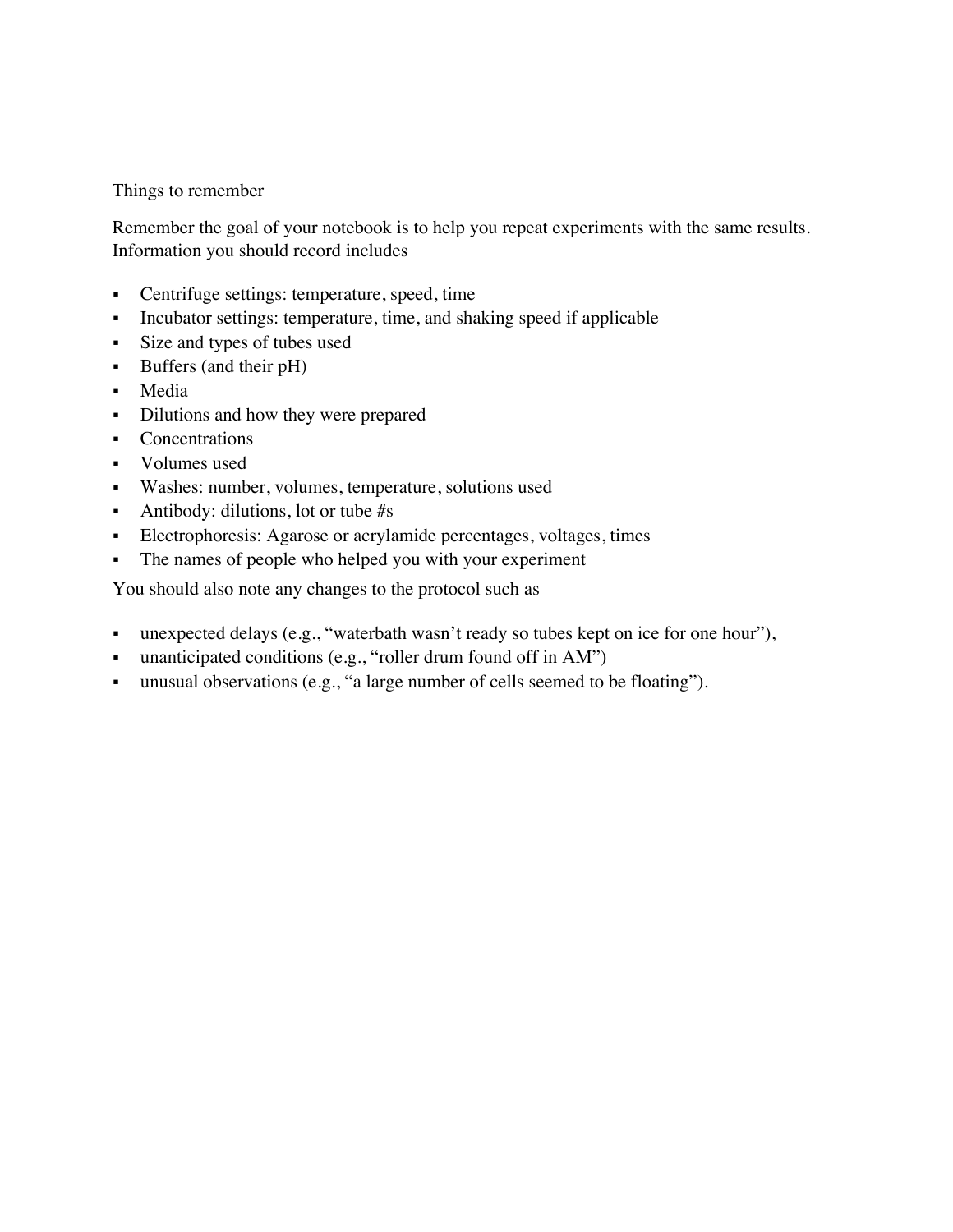## Things to remember

Remember the goal of your notebook is to help you repeat experiments with the same results. Information you should record includes

- Centrifuge settings: temperature, speed, time
- Incubator settings: temperature, time, and shaking speed if applicable
- Size and types of tubes used
- Buffers (and their pH)
- Media
- Dilutions and how they were prepared
- Concentrations
- Volumes used
- Washes: number, volumes, temperature, solutions used
- Antibody: dilutions, lot or tube #s
- Electrophoresis: Agarose or acrylamide percentages, voltages, times
- The names of people who helped you with your experiment

You should also note any changes to the protocol such as

- unexpected delays (e.g., "waterbath wasn't ready so tubes kept on ice for one hour"),
- unanticipated conditions (e.g., "roller drum found off in AM")
- unusual observations (e.g., "a large number of cells seemed to be floating").